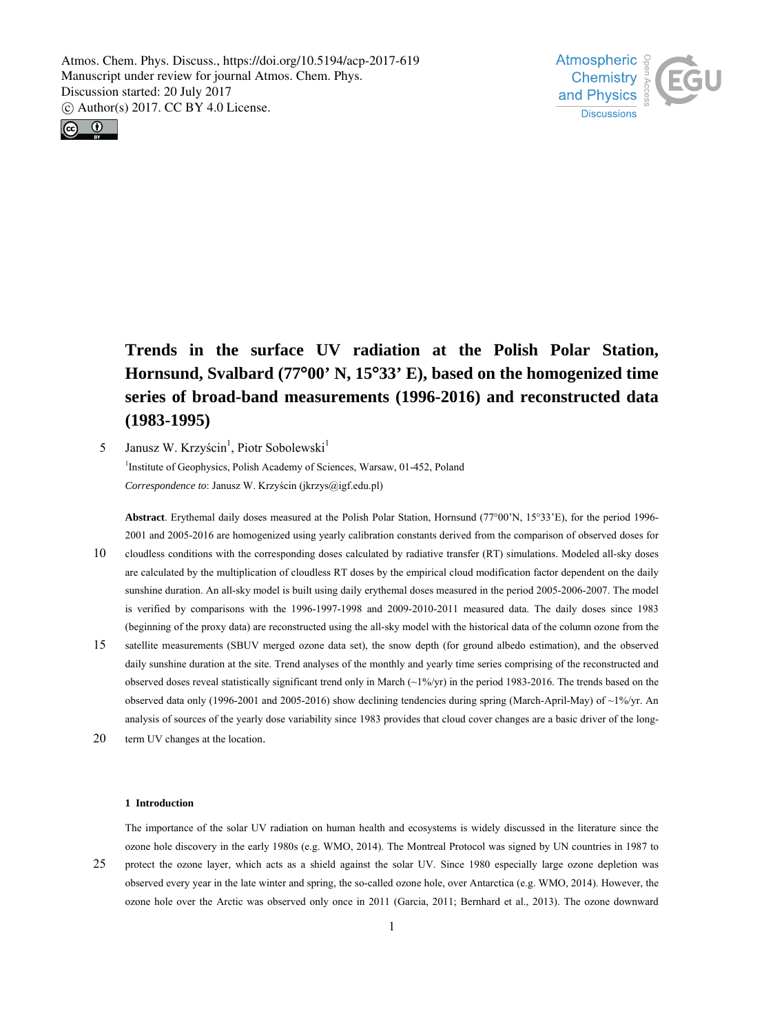# Trends in the surface UV radiation at the Polish Polar Station, Hornsund, Svalbard (77°00' N, 15°33' E), based on the homogenized time series of broad-band measurements (1996-2016) and reconstructed data (1983-1995)

Janusz W. Krzyścin[1], Piotr Sobolewski[1]

[1]Institute of Geophysics, Polish Academy of Sciences, Warsaw, 01-452, Poland

*Correspondence to*: Janusz W. Krzyścin (jkrzys@igf.edu.pl)

**Abstract**. Erythemal daily doses measured at the Polish Polar Station, Hornsund (77°00'N, 15°33'E), for the period 1996-2001 and 2005-2016 are homogenized using yearly calibration constants derived from the comparison of observed doses for cloudless conditions with the corresponding doses calculated by radiative transfer (RT) simulations. Modeled all-sky doses are calculated by the multiplication of cloudless RT doses by the empirical cloud modification factor dependent on the daily sunshine duration. An all-sky model is built using daily erythemal doses measured in the period 2005-2006-2007. The model is verified by comparisons with the 1996-1997-1998 and 2009-2010-2011 measured data. The daily doses since 1983 (beginning of the proxy data) are reconstructed using the all-sky model with the historical data of the column ozone from the satellite measurements (SBUV merged ozone data set), the snow depth (for ground albedo estimation), and the observed daily sunshine duration at the site. Trend analyses of the monthly and yearly time series comprising of the reconstructed and observed doses reveal statistically significant trend only in March (~1%/yr) in the period 1983-2016. The trends based on the observed data only (1996-2001 and 2005-2016) show declining tendencies during spring (March-April-May) of ~1%/yr. An analysis of sources of the yearly dose variability since 1983 provides that cloud cover changes are a basic driver of the long-term UV changes at the location.

## 1 Introduction

The importance of the solar UV radiation on human health and ecosystems is widely discussed in the literature since the ozone hole discovery in the early 1980s (e.g. WMO, 2014). The Montreal Protocol was signed by UN countries in 1987 to protect the ozone layer, which acts as a shield against the solar UV. Since 1980 especially large ozone depletion was observed every year in the late winter and spring, the so-called ozone hole, over Antarctica (e.g. WMO, 2014). However, the ozone hole over the Arctic was observed only once in 2011 (Garcia, 2011; Bernhard et al., 2013). The ozone downward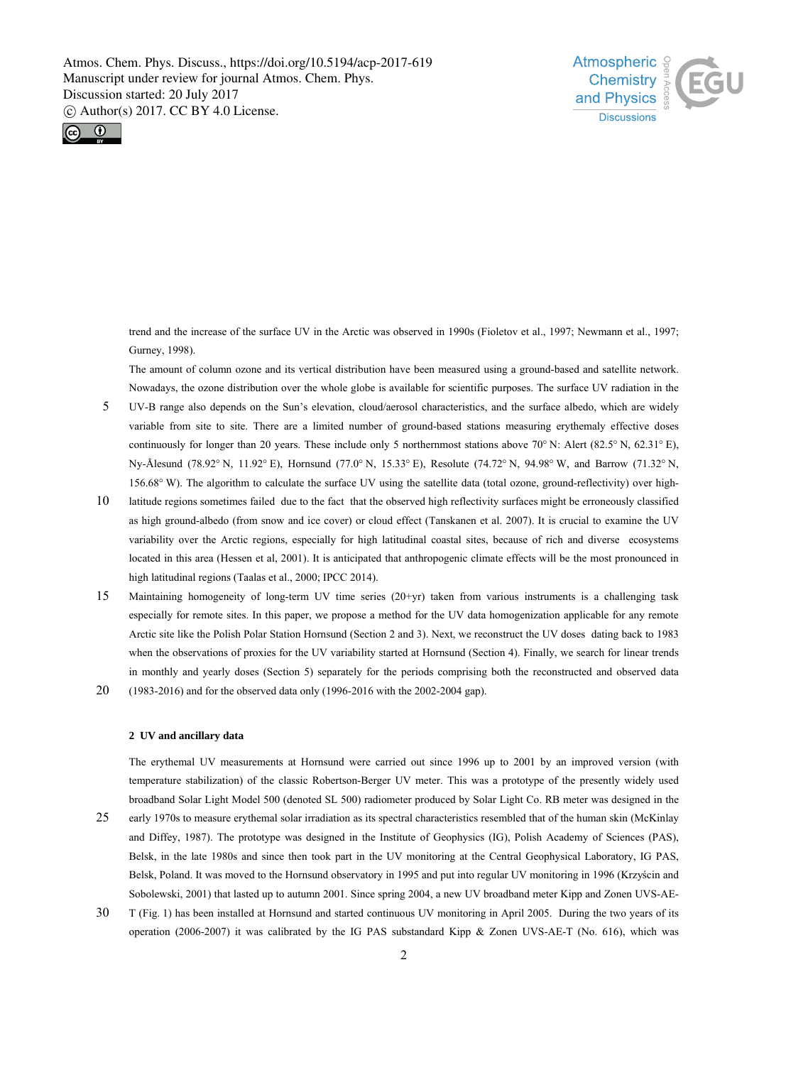trend and the increase of the surface UV in the Arctic was observed in 1990s (Fioletov et al., 1997; Newmann et al., 1997; Gurney, 1998).

The amount of column ozone and its vertical distribution have been measured using a ground-based and satellite network. Nowadays, the ozone distribution over the whole globe is available for scientific purposes. The surface UV radiation in the UV-B range also depends on the Sun's elevation, cloud/aerosol characteristics, and the surface albedo, which are widely variable from site to site. There are a limited number of ground-based stations measuring erythemaly effective doses continuously for longer than 20 years. These include only 5 northernmost stations above 70° N: Alert (82.5° N, 62.31° E), Ny-Ålesund (78.92° N, 11.92° E), Hornsund (77.0° N, 15.33° E), Resolute (74.72° N, 94.98° W, and Barrow (71.32° N, 156.68° W). The algorithm to calculate the surface UV using the satellite data (total ozone, ground-reflectivity) over high-latitude regions sometimes failed due to the fact that the observed high reflectivity surfaces might be erroneously classified as high ground-albedo (from snow and ice cover) or cloud effect (Tanskanen et al. 2007). It is crucial to examine the UV variability over the Arctic regions, especially for high latitudinal coastal sites, because of rich and diverse ecosystems located in this area (Hessen et al, 2001). It is anticipated that anthropogenic climate effects will be the most pronounced in high latitudinal regions (Taalas et al., 2000; IPCC 2014).

Maintaining homogeneity of long-term UV time series (20+yr) taken from various instruments is a challenging task especially for remote sites. In this paper, we propose a method for the UV data homogenization applicable for any remote Arctic site like the Polish Polar Station Hornsund (Section 2 and 3). Next, we reconstruct the UV doses dating back to 1983 when the observations of proxies for the UV variability started at Hornsund (Section 4). Finally, we search for linear trends in monthly and yearly doses (Section 5) separately for the periods comprising both the reconstructed and observed data (1983-2016) and for the observed data only (1996-2016 with the 2002-2004 gap).

## 2 UV and ancillary data

The erythemal UV measurements at Hornsund were carried out since 1996 up to 2001 by an improved version (with temperature stabilization) of the classic Robertson-Berger UV meter. This was a prototype of the presently widely used broadband Solar Light Model 500 (denoted SL 500) radiometer produced by Solar Light Co. RB meter was designed in the early 1970s to measure erythemal solar irradiation as its spectral characteristics resembled that of the human skin (McKinlay and Diffey, 1987). The prototype was designed in the Institute of Geophysics (IG), Polish Academy of Sciences (PAS), Belsk, in the late 1980s and since then took part in the UV monitoring at the Central Geophysical Laboratory, IG PAS, Belsk, Poland. It was moved to the Hornsund observatory in 1995 and put into regular UV monitoring in 1996 (Krzyścin and Sobolewski, 2001) that lasted up to autumn 2001. Since spring 2004, a new UV broadband meter Kipp and Zonen UVS-AE-T (Fig. 1) has been installed at Hornsund and started continuous UV monitoring in April 2005. During the two years of its operation (2006-2007) it was calibrated by the IG PAS substandard Kipp & Zonen UVS-AE-T (No. 616), which was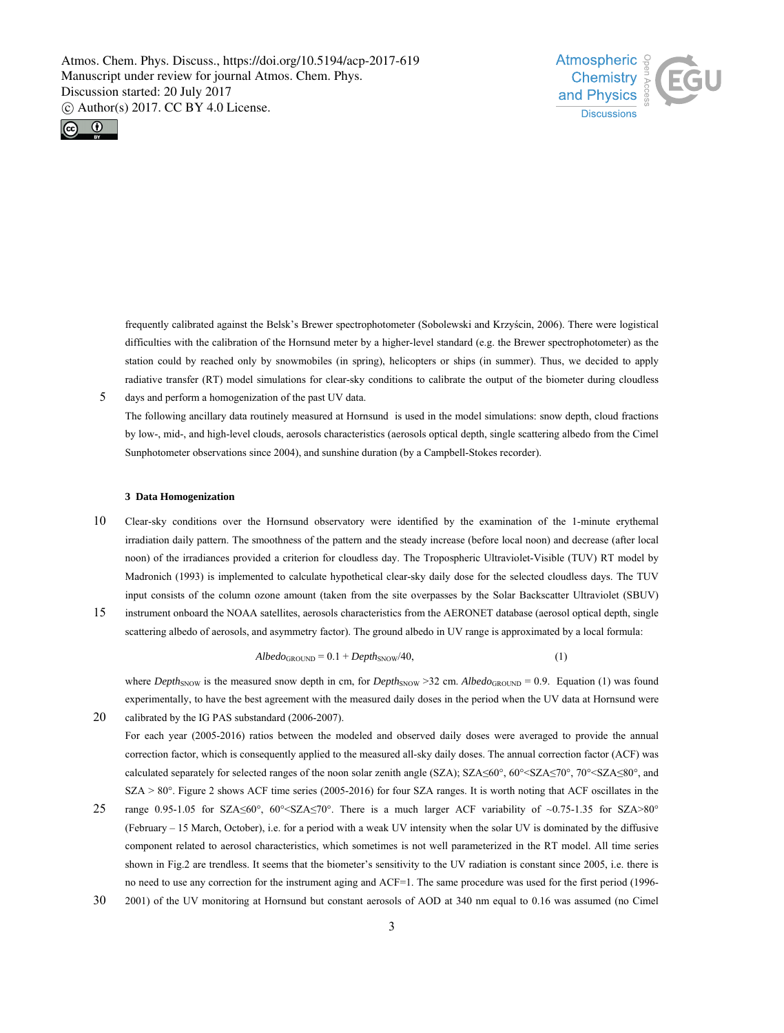frequently calibrated against the Belsk's Brewer spectrophotometer (Sobolewski and Krzyścin, 2006). There were logistical difficulties with the calibration of the Hornsund meter by a higher-level standard (e.g. the Brewer spectrophotometer) as the station could by reached only by snowmobiles (in spring), helicopters or ships (in summer). Thus, we decided to apply radiative transfer (RT) model simulations for clear-sky conditions to calibrate the output of the biometer during cloudless days and perform a homogenization of the past UV data.

The following ancillary data routinely measured at Hornsund is used in the model simulations: snow depth, cloud fractions by low-, mid-, and high-level clouds, aerosols characteristics (aerosols optical depth, single scattering albedo from the Cimel Sunphotometer observations since 2004), and sunshine duration (by a Campbell-Stokes recorder).

## 3 Data Homogenization

Clear-sky conditions over the Hornsund observatory were identified by the examination of the 1-minute erythemal irradiation daily pattern. The smoothness of the pattern and the steady increase (before local noon) and decrease (after local noon) of the irradiances provided a criterion for cloudless day. The Tropospheric Ultraviolet-Visible (TUV) RT model by Madronich (1993) is implemented to calculate hypothetical clear-sky daily dose for the selected cloudless days. The TUV input consists of the column ozone amount (taken from the site overpasses by the Solar Backscatter Ultraviolet (SBUV) instrument onboard the NOAA satellites, aerosols characteristics from the AERONET database (aerosol optical depth, single scattering albedo of aerosols, and asymmetry factor). The ground albedo in UV range is approximated by a local formula:

$$Albedo_{\mathrm{GROUND}} = 0.1 + Depth_{\mathrm{SNOW}}/40, \qquad (1)$$

where $Depth_{\mathrm{SNOW}}$ is the measured snow depth in cm, for $Depth_{\mathrm{SNOW}}$ >32 cm. $Albedo_{\mathrm{GROUND}}$ = 0.9. Equation (1) was found experimentally, to have the best agreement with the measured daily doses in the period when the UV data at Hornsund were calibrated by the IG PAS substandard (2006-2007).

For each year (2005-2016) ratios between the modeled and observed daily doses were averaged to provide the annual correction factor, which is consequently applied to the measured all-sky daily doses. The annual correction factor (ACF) was calculated separately for selected ranges of the noon solar zenith angle (SZA); SZA≤60°, 60°<SZA≤70°, 70°<SZA≤80°, and SZA > 80°. Figure 2 shows ACF time series (2005-2016) for four SZA ranges. It is worth noting that ACF oscillates in the range 0.95-1.05 for SZA≤60°, 60°<SZA≤70°. There is a much larger ACF variability of ~0.75-1.35 for SZA>80° (February – 15 March, October), i.e. for a period with a weak UV intensity when the solar UV is dominated by the diffusive component related to aerosol characteristics, which sometimes is not well parameterized in the RT model. All time series shown in Fig.2 are trendless. It seems that the biometer's sensitivity to the UV radiation is constant since 2005, i.e. there is no need to use any correction for the instrument aging and ACF=1. The same procedure was used for the first period (1996-2001) of the UV monitoring at Hornsund but constant aerosols of AOD at 340 nm equal to 0.16 was assumed (no Cimel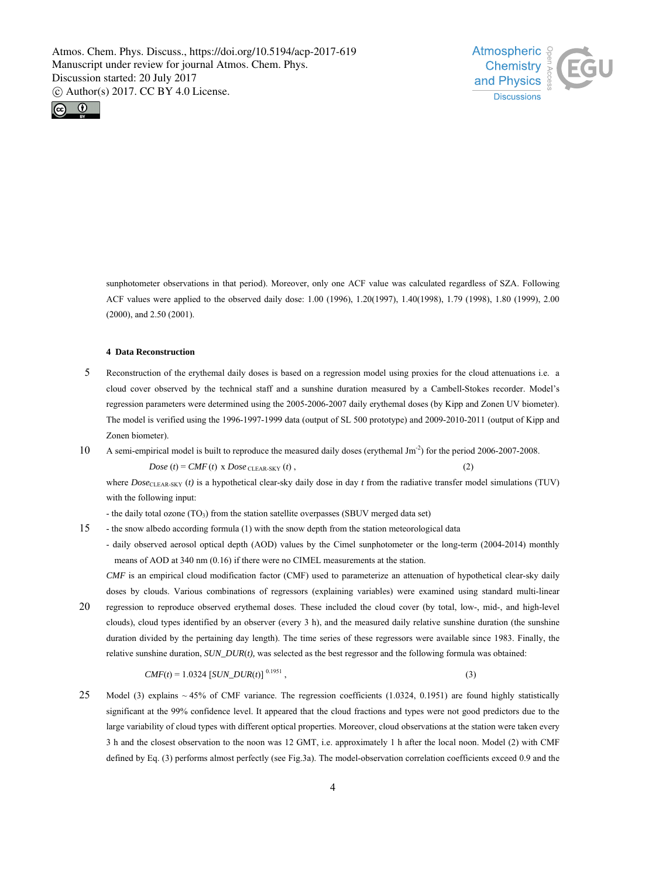sunphotometer observations in that period). Moreover, only one ACF value was calculated regardless of SZA. Following ACF values were applied to the observed daily dose: 1.00 (1996), 1.20(1997), 1.40(1998), 1.79 (1998), 1.80 (1999), 2.00 (2000), and 2.50 (2001).

## 4 Data Reconstruction

Reconstruction of the erythemal daily doses is based on a regression model using proxies for the cloud attenuations i.e. a cloud cover observed by the technical staff and a sunshine duration measured by a Cambell-Stokes recorder. Model's regression parameters were determined using the 2005-2006-2007 daily erythemal doses (by Kipp and Zonen UV biometer). The model is verified using the 1996-1997-1999 data (output of SL 500 prototype) and 2009-2010-2011 (output of Kipp and Zonen biometer).

A semi-empirical model is built to reproduce the measured daily doses (erythemal $Jm^{-2}$) for the period 2006-2007-2008.

$$Dose\,(t) = CMF\,(t)\ \text{x}\ Dose_{\text{CLEAR-SKY}}\,(t)\,, \tag{2}$$

where $Dose_{\text{CLEAR-SKY}}\,(t)$ is a hypothetical clear-sky daily dose in day $t$ from the radiative transfer model simulations (TUV) with the following input:

- the daily total ozone ($TO_3$) from the station satellite overpasses (SBUV merged data set)
- the snow albedo according formula (1) with the snow depth from the station meteorological data
- daily observed aerosol optical depth (AOD) values by the Cimel sunphotometer or the long-term (2004-2014) monthly means of AOD at 340 nm (0.16) if there were no CIMEL measurements at the station.

*CMF* is an empirical cloud modification factor (CMF) used to parameterize an attenuation of hypothetical clear-sky daily doses by clouds. Various combinations of regressors (explaining variables) were examined using standard multi-linear regression to reproduce observed erythemal doses. These included the cloud cover (by total, low-, mid-, and high-level clouds), cloud types identified by an observer (every 3 h), and the measured daily relative sunshine duration (the sunshine duration divided by the pertaining day length). The time series of these regressors were available since 1983. Finally, the relative sunshine duration, *SUN_DUR(t),* was selected as the best regressor and the following formula was obtained:

$$CMF(t) = 1.0324\ [SUN\_DUR(t)]^{\,0.1951}\,, \tag{3}$$

Model (3) explains ~ 45% of CMF variance. The regression coefficients (1.0324, 0.1951) are found highly statistically significant at the 99% confidence level. It appeared that the cloud fractions and types were not good predictors due to the large variability of cloud types with different optical properties. Moreover, cloud observations at the station were taken every 3 h and the closest observation to the noon was 12 GMT, i.e. approximately 1 h after the local noon. Model (2) with CMF defined by Eq. (3) performs almost perfectly (see Fig.3a). The model-observation correlation coefficients exceed 0.9 and the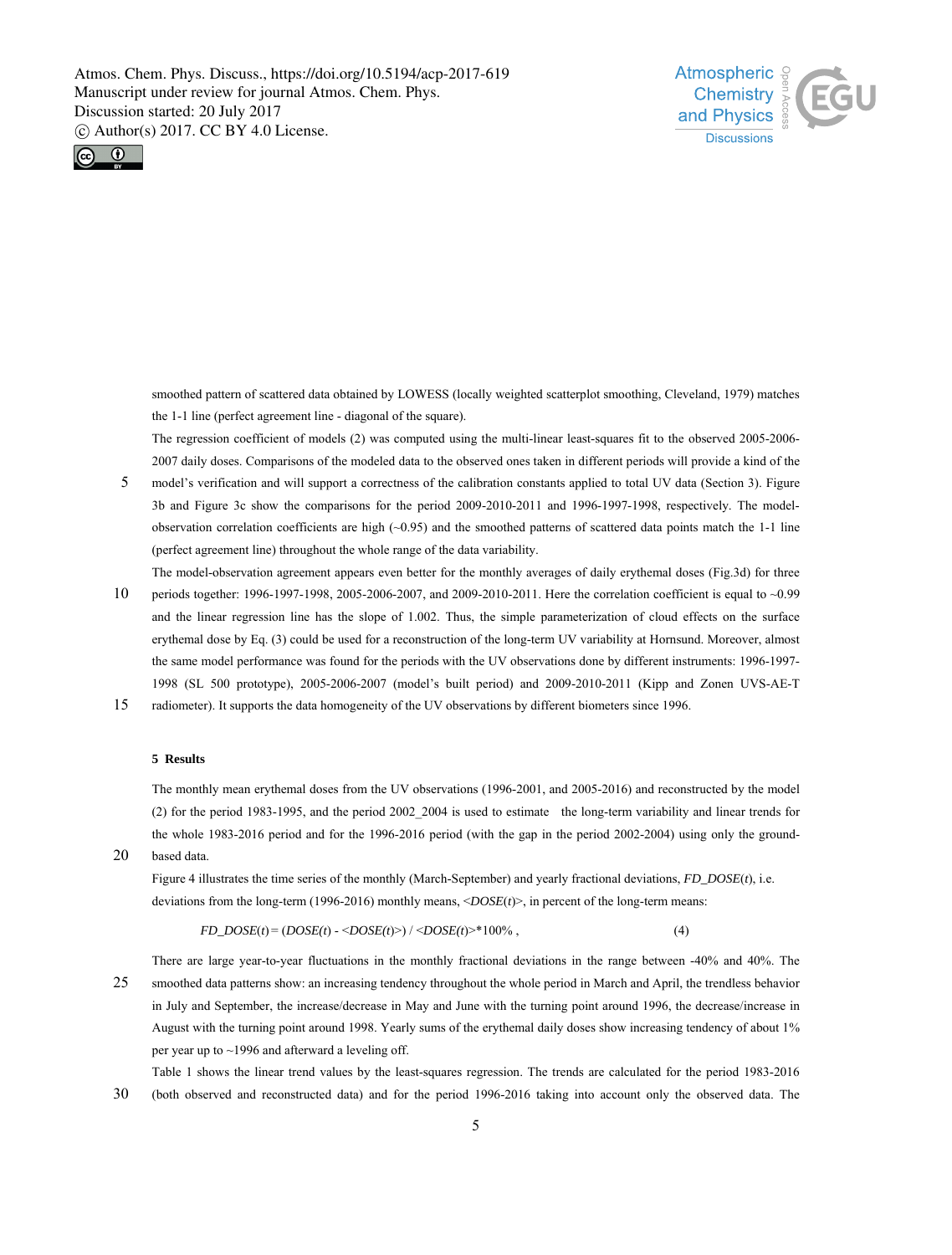smoothed pattern of scattered data obtained by LOWESS (locally weighted scatterplot smoothing, Cleveland, 1979) matches the 1-1 line (perfect agreement line - diagonal of the square).

The regression coefficient of models (2) was computed using the multi-linear least-squares fit to the observed 2005-2006-2007 daily doses. Comparisons of the modeled data to the observed ones taken in different periods will provide a kind of the model's verification and will support a correctness of the calibration constants applied to total UV data (Section 3). Figure 3b and Figure 3c show the comparisons for the period 2009-2010-2011 and 1996-1997-1998, respectively. The model-observation correlation coefficients are high (~0.95) and the smoothed patterns of scattered data points match the 1-1 line (perfect agreement line) throughout the whole range of the data variability.

The model-observation agreement appears even better for the monthly averages of daily erythemal doses (Fig.3d) for three periods together: 1996-1997-1998, 2005-2006-2007, and 2009-2010-2011. Here the correlation coefficient is equal to ~0.99 and the linear regression line has the slope of 1.002. Thus, the simple parameterization of cloud effects on the surface erythemal dose by Eq. (3) could be used for a reconstruction of the long-term UV variability at Hornsund. Moreover, almost the same model performance was found for the periods with the UV observations done by different instruments: 1996-1997-1998 (SL 500 prototype), 2005-2006-2007 (model's built period) and 2009-2010-2011 (Kipp and Zonen UVS-AE-T radiometer). It supports the data homogeneity of the UV observations by different biometers since 1996.

## 5 Results

The monthly mean erythemal doses from the UV observations (1996-2001, and 2005-2016) and reconstructed by the model (2) for the period 1983-1995, and the period 2002_2004 is used to estimate the long-term variability and linear trends for the whole 1983-2016 period and for the 1996-2016 period (with the gap in the period 2002-2004) using only the ground-based data.

Figure 4 illustrates the time series of the monthly (March-September) and yearly fractional deviations, $FD\_DOSE(t)$, i.e. deviations from the long-term (1996-2016) monthly means, $<DOSE(t)>$, in percent of the long-term means:

$$FD\_DOSE(t) = (DOSE(t) - <DOSE(t)>) / <DOSE(t)>*100\% , \qquad (4)$$

There are large year-to-year fluctuations in the monthly fractional deviations in the range between -40% and 40%. The smoothed data patterns show: an increasing tendency throughout the whole period in March and April, the trendless behavior in July and September, the increase/decrease in May and June with the turning point around 1996, the decrease/increase in August with the turning point around 1998. Yearly sums of the erythemal daily doses show increasing tendency of about 1% per year up to ~1996 and afterward a leveling off.

Table 1 shows the linear trend values by the least-squares regression. The trends are calculated for the period 1983-2016 (both observed and reconstructed data) and for the period 1996-2016 taking into account only the observed data. The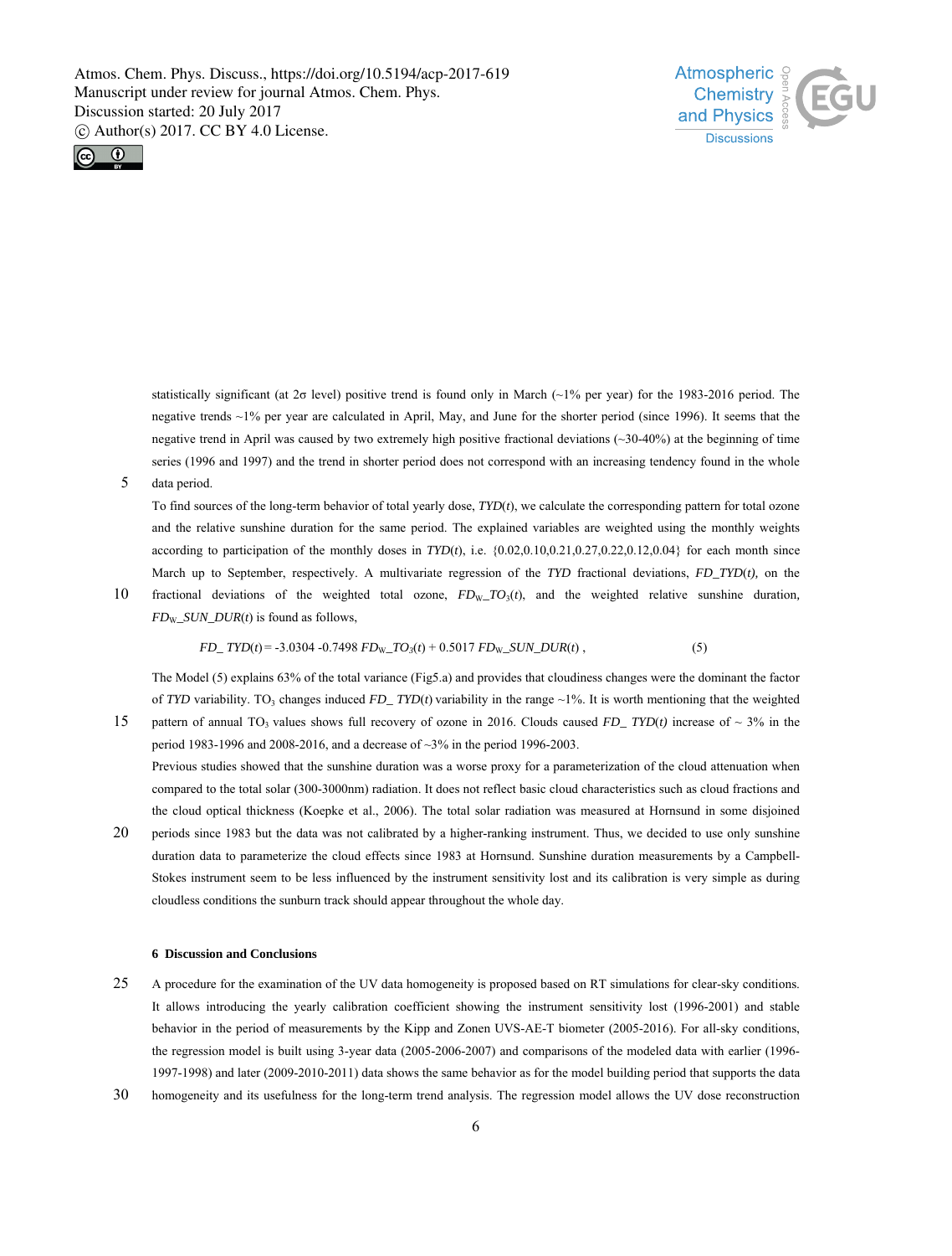statistically significant (at 2σ level) positive trend is found only in March (~1% per year) for the 1983-2016 period. The negative trends ~1% per year are calculated in April, May, and June for the shorter period (since 1996). It seems that the negative trend in April was caused by two extremely high positive fractional deviations (~30-40%) at the beginning of time series (1996 and 1997) and the trend in shorter period does not correspond with an increasing tendency found in the whole data period.

To find sources of the long-term behavior of total yearly dose, $TYD(t)$, we calculate the corresponding pattern for total ozone and the relative sunshine duration for the same period. The explained variables are weighted using the monthly weights according to participation of the monthly doses in $TYD(t)$, i.e. {0.02,0.10,0.21,0.27,0.22,0.12,0.04} for each month since March up to September, respectively. A multivariate regression of the $TYD$ fractional deviations, $FD\_TYD(t)$, on the fractional deviations of the weighted total ozone, $FD_W\_TO_3(t)$, and the weighted relative sunshine duration, $FD_W\_SUN\_DUR(t)$ is found as follows,

$$FD\_TYD(t) = -3.0304 - 0.7498\, FD_W\_TO_3(t) + 0.5017\, FD_W\_SUN\_DUR(t)\,, \tag{5}$$

The Model (5) explains 63% of the total variance (Fig5.a) and provides that cloudiness changes were the dominant the factor of $TYD$ variability. $TO_3$ changes induced $FD\_TYD(t)$ variability in the range ~1%. It is worth mentioning that the weighted pattern of annual $TO_3$ values shows full recovery of ozone in 2016. Clouds caused $FD\_TYD(t)$ increase of ~ 3% in the period 1983-1996 and 2008-2016, and a decrease of ~3% in the period 1996-2003.

Previous studies showed that the sunshine duration was a worse proxy for a parameterization of the cloud attenuation when compared to the total solar (300-3000nm) radiation. It does not reflect basic cloud characteristics such as cloud fractions and the cloud optical thickness (Koepke et al., 2006). The total solar radiation was measured at Hornsund in some disjoined periods since 1983 but the data was not calibrated by a higher-ranking instrument. Thus, we decided to use only sunshine duration data to parameterize the cloud effects since 1983 at Hornsund. Sunshine duration measurements by a Campbell-Stokes instrument seem to be less influenced by the instrument sensitivity lost and its calibration is very simple as during cloudless conditions the sunburn track should appear throughout the whole day.

## 6 Discussion and Conclusions

A procedure for the examination of the UV data homogeneity is proposed based on RT simulations for clear-sky conditions. It allows introducing the yearly calibration coefficient showing the instrument sensitivity lost (1996-2001) and stable behavior in the period of measurements by the Kipp and Zonen UVS-AE-T biometer (2005-2016). For all-sky conditions, the regression model is built using 3-year data (2005-2006-2007) and comparisons of the modeled data with earlier (1996-1997-1998) and later (2009-2010-2011) data shows the same behavior as for the model building period that supports the data homogeneity and its usefulness for the long-term trend analysis. The regression model allows the UV dose reconstruction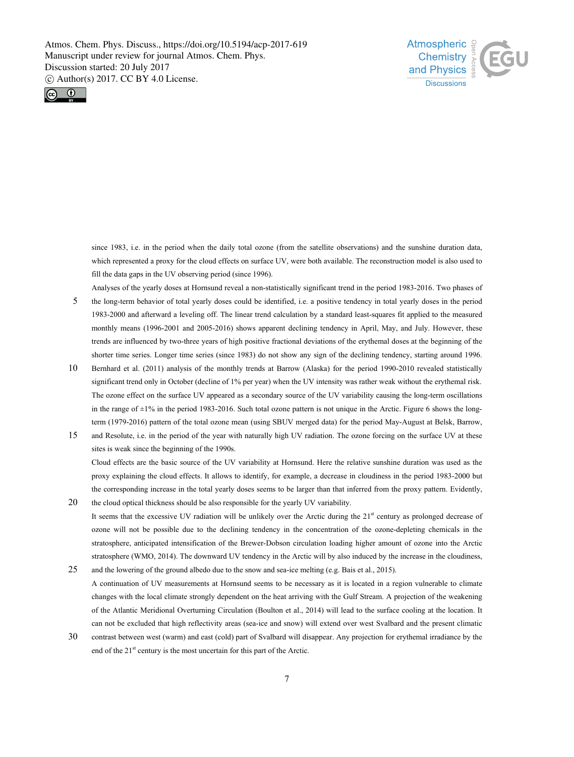since 1983, i.e. in the period when the daily total ozone (from the satellite observations) and the sunshine duration data, which represented a proxy for the cloud effects on surface UV, were both available. The reconstruction model is also used to fill the data gaps in the UV observing period (since 1996).

Analyses of the yearly doses at Hornsund reveal a non-statistically significant trend in the period 1983-2016. Two phases of the long-term behavior of total yearly doses could be identified, i.e. a positive tendency in total yearly doses in the period 1983-2000 and afterward a leveling off. The linear trend calculation by a standard least-squares fit applied to the measured monthly means (1996-2001 and 2005-2016) shows apparent declining tendency in April, May, and July. However, these trends are influenced by two-three years of high positive fractional deviations of the erythemal doses at the beginning of the shorter time series. Longer time series (since 1983) do not show any sign of the declining tendency, starting around 1996. Bernhard et al. (2011) analysis of the monthly trends at Barrow (Alaska) for the period 1990-2010 revealed statistically significant trend only in October (decline of 1% per year) when the UV intensity was rather weak without the erythemal risk. The ozone effect on the surface UV appeared as a secondary source of the UV variability causing the long-term oscillations in the range of ±1% in the period 1983-2016. Such total ozone pattern is not unique in the Arctic. Figure 6 shows the long-term (1979-2016) pattern of the total ozone mean (using SBUV merged data) for the period May-August at Belsk, Barrow, and Resolute, i.e. in the period of the year with naturally high UV radiation. The ozone forcing on the surface UV at these sites is weak since the beginning of the 1990s.

Cloud effects are the basic source of the UV variability at Hornsund. Here the relative sunshine duration was used as the proxy explaining the cloud effects. It allows to identify, for example, a decrease in cloudiness in the period 1983-2000 but the corresponding increase in the total yearly doses seems to be larger than that inferred from the proxy pattern. Evidently, the cloud optical thickness should be also responsible for the yearly UV variability.

It seems that the excessive UV radiation will be unlikely over the Arctic during the 21st century as prolonged decrease of ozone will not be possible due to the declining tendency in the concentration of the ozone-depleting chemicals in the stratosphere, anticipated intensification of the Brewer-Dobson circulation loading higher amount of ozone into the Arctic stratosphere (WMO, 2014). The downward UV tendency in the Arctic will by also induced by the increase in the cloudiness, and the lowering of the ground albedo due to the snow and sea-ice melting (e.g. Bais et al., 2015).

A continuation of UV measurements at Hornsund seems to be necessary as it is located in a region vulnerable to climate changes with the local climate strongly dependent on the heat arriving with the Gulf Stream. A projection of the weakening of the Atlantic Meridional Overturning Circulation (Boulton et al., 2014) will lead to the surface cooling at the location. It can not be excluded that high reflectivity areas (sea-ice and snow) will extend over west Svalbard and the present climatic contrast between west (warm) and east (cold) part of Svalbard will disappear. Any projection for erythemal irradiance by the end of the 21st century is the most uncertain for this part of the Arctic.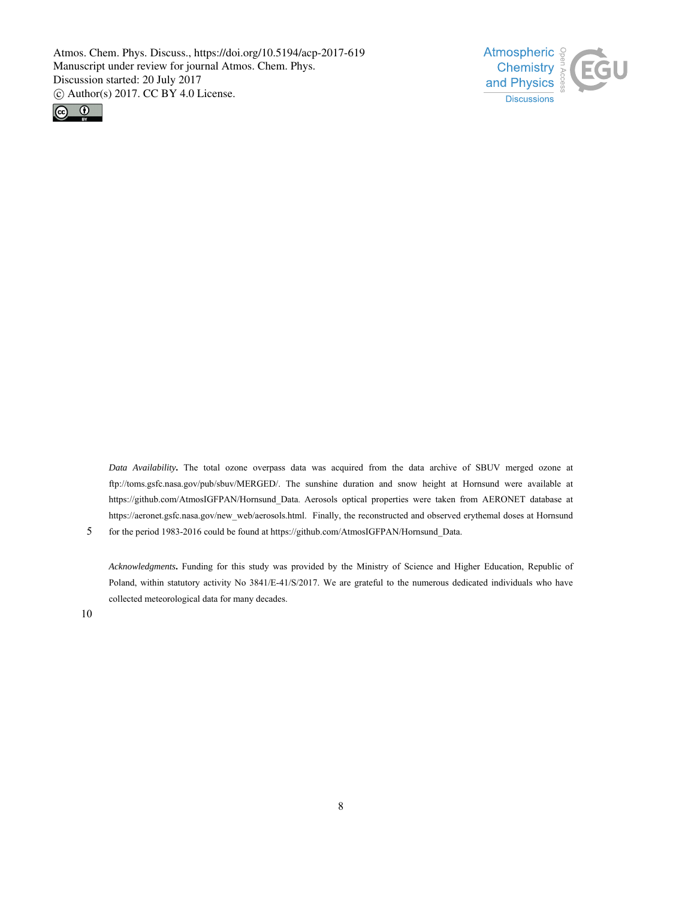*Data Availability***.** The total ozone overpass data was acquired from the data archive of SBUV merged ozone at ftp://toms.gsfc.nasa.gov/pub/sbuv/MERGED/. The sunshine duration and snow height at Hornsund were available at https://github.com/AtmosIGFPAN/Hornsund_Data. Aerosols optical properties were taken from AERONET database at https://aeronet.gsfc.nasa.gov/new_web/aerosols.html. Finally, the reconstructed and observed erythemal doses at Hornsund for the period 1983-2016 could be found at https://github.com/AtmosIGFPAN/Hornsund_Data.

*Acknowledgments***.** Funding for this study was provided by the Ministry of Science and Higher Education, Republic of Poland, within statutory activity No 3841/E-41/S/2017. We are grateful to the numerous dedicated individuals who have collected meteorological data for many decades.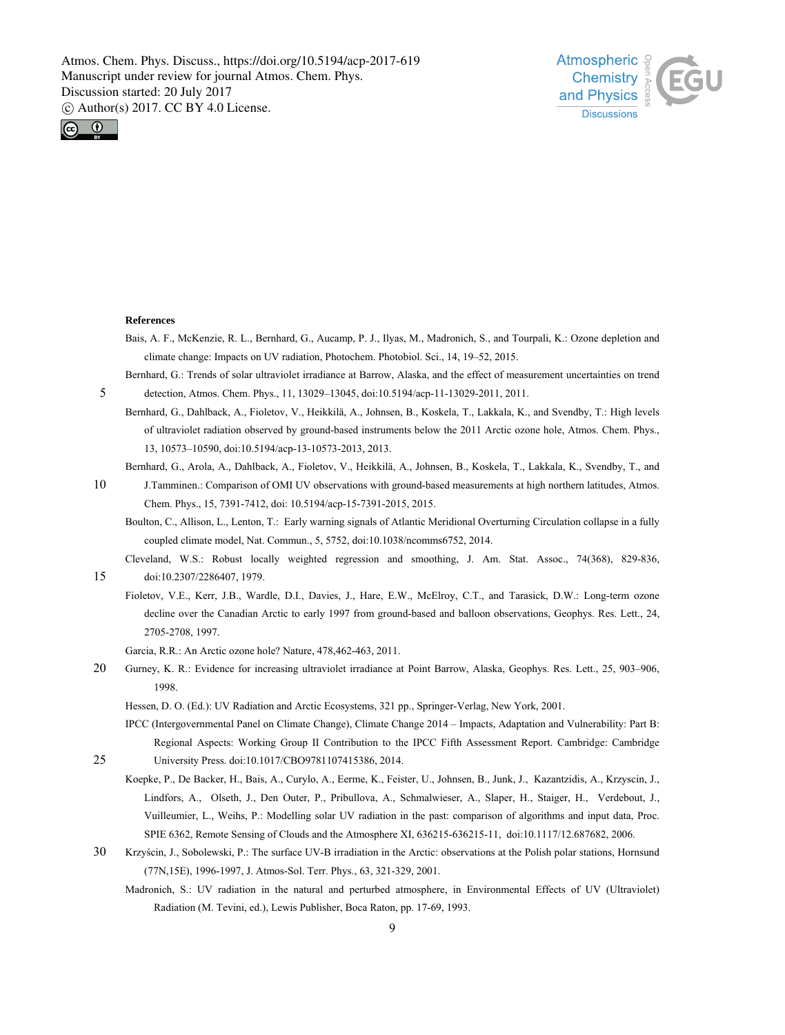**References**

Bais, A. F., McKenzie, R. L., Bernhard, G., Aucamp, P. J., Ilyas, M., Madronich, S., and Tourpali, K.: Ozone depletion and climate change: Impacts on UV radiation, Photochem. Photobiol. Sci., 14, 19–52, 2015.

Bernhard, G.: Trends of solar ultraviolet irradiance at Barrow, Alaska, and the effect of measurement uncertainties on trend detection, Atmos. Chem. Phys., 11, 13029–13045, doi:10.5194/acp-11-13029-2011, 2011.

Bernhard, G., Dahlback, A., Fioletov, V., Heikkilä, A., Johnsen, B., Koskela, T., Lakkala, K., and Svendby, T.: High levels of ultraviolet radiation observed by ground-based instruments below the 2011 Arctic ozone hole, Atmos. Chem. Phys., 13, 10573–10590, doi:10.5194/acp-13-10573-2013, 2013.

Bernhard, G., Arola, A., Dahlback, A., Fioletov, V., Heikkilä, A., Johnsen, B., Koskela, T., Lakkala, K., Svendby, T., and J.Tamminen.: Comparison of OMI UV observations with ground-based measurements at high northern latitudes, Atmos. Chem. Phys., 15, 7391-7412, doi: 10.5194/acp-15-7391-2015, 2015.

Boulton, C., Allison, L., Lenton, T.: Early warning signals of Atlantic Meridional Overturning Circulation collapse in a fully coupled climate model, Nat. Commun., 5, 5752, doi:10.1038/ncomms6752, 2014.

Cleveland, W.S.: Robust locally weighted regression and smoothing, J. Am. Stat. Assoc., 74(368), 829-836, doi:10.2307/2286407, 1979.

Fioletov, V.E., Kerr, J.B., Wardle, D.I., Davies, J., Hare, E.W., McElroy, C.T., and Tarasick, D.W.: Long-term ozone decline over the Canadian Arctic to early 1997 from ground-based and balloon observations, Geophys. Res. Lett., 24, 2705-2708, 1997.

Garcia, R.R.: An Arctic ozone hole? Nature, 478,462-463, 2011.

Gurney, K. R.: Evidence for increasing ultraviolet irradiance at Point Barrow, Alaska, Geophys. Res. Lett., 25, 903–906, 1998.

Hessen, D. O. (Ed.): UV Radiation and Arctic Ecosystems, 321 pp., Springer-Verlag, New York, 2001.

IPCC (Intergovernmental Panel on Climate Change), Climate Change 2014 – Impacts, Adaptation and Vulnerability: Part B: Regional Aspects: Working Group II Contribution to the IPCC Fifth Assessment Report. Cambridge: Cambridge University Press. doi:10.1017/CBO9781107415386, 2014.

Koepke, P., De Backer, H., Bais, A., Curylo, A., Eerme, K., Feister, U., Johnsen, B., Junk, J., Kazantzidis, A., Krzyscin, J., Lindfors, A., Olseth, J., Den Outer, P., Pribullova, A., Schmalwieser, A., Slaper, H., Staiger, H., Verdebout, J., Vuilleumier, L., Weihs, P.: Modelling solar UV radiation in the past: comparison of algorithms and input data, Proc. SPIE 6362, Remote Sensing of Clouds and the Atmosphere XI, 636215-636215-11, doi:10.1117/12.687682, 2006.

Krzyścin, J., Sobolewski, P.: The surface UV-B irradiation in the Arctic: observations at the Polish polar stations, Hornsund (77N,15E), 1996-1997, J. Atmos-Sol. Terr. Phys., 63, 321-329, 2001.

Madronich, S.: UV radiation in the natural and perturbed atmosphere, in Environmental Effects of UV (Ultraviolet) Radiation (M. Tevini, ed.), Lewis Publisher, Boca Raton, pp. 17-69, 1993.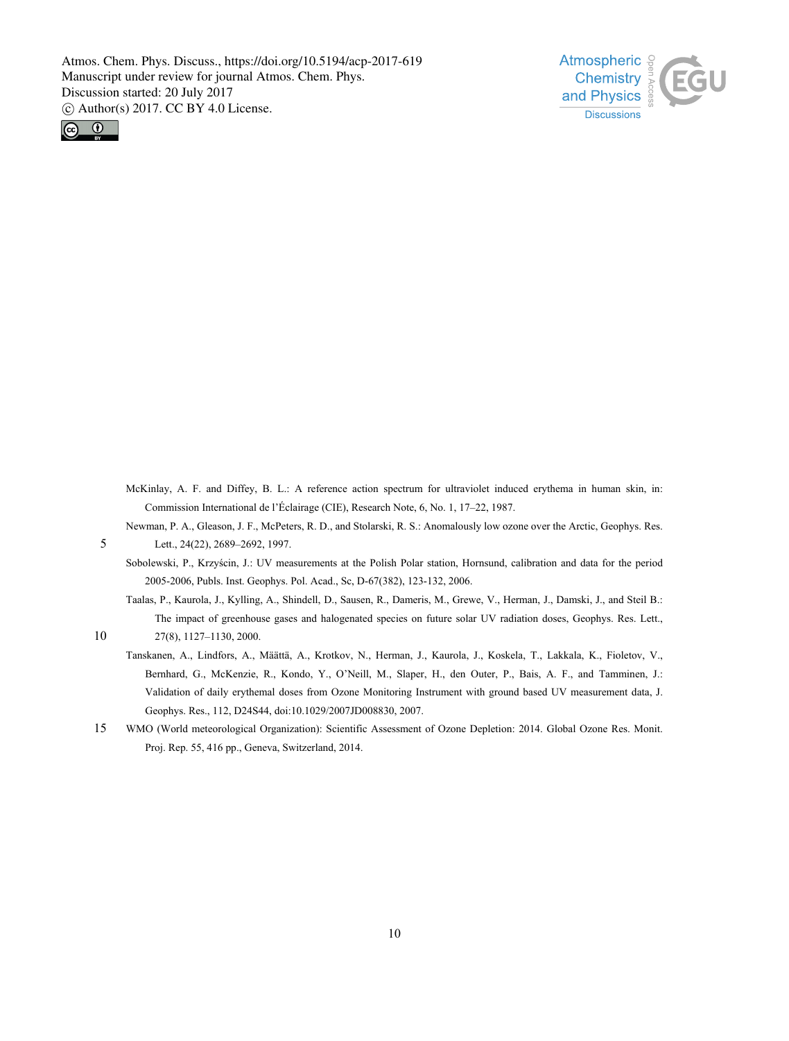McKinlay, A. F. and Diffey, B. L.: A reference action spectrum for ultraviolet induced erythema in human skin, in: Commission International de l'Éclairage (CIE), Research Note, 6, No. 1, 17–22, 1987.

Newman, P. A., Gleason, J. F., McPeters, R. D., and Stolarski, R. S.: Anomalously low ozone over the Arctic, Geophys. Res. Lett., 24(22), 2689–2692, 1997.

Sobolewski, P., Krzyścin, J.: UV measurements at the Polish Polar station, Hornsund, calibration and data for the period 2005-2006, Publs. Inst. Geophys. Pol. Acad., Sc, D-67(382), 123-132, 2006.

Taalas, P., Kaurola, J., Kylling, A., Shindell, D., Sausen, R., Dameris, M., Grewe, V., Herman, J., Damski, J., and Steil B.: The impact of greenhouse gases and halogenated species on future solar UV radiation doses, Geophys. Res. Lett., 27(8), 1127–1130, 2000.

Tanskanen, A., Lindfors, A., Määttä, A., Krotkov, N., Herman, J., Kaurola, J., Koskela, T., Lakkala, K., Fioletov, V., Bernhard, G., McKenzie, R., Kondo, Y., O'Neill, M., Slaper, H., den Outer, P., Bais, A. F., and Tamminen, J.: Validation of daily erythemal doses from Ozone Monitoring Instrument with ground based UV measurement data, J. Geophys. Res., 112, D24S44, doi:10.1029/2007JD008830, 2007.

WMO (World meteorological Organization): Scientific Assessment of Ozone Depletion: 2014. Global Ozone Res. Monit. Proj. Rep. 55, 416 pp., Geneva, Switzerland, 2014.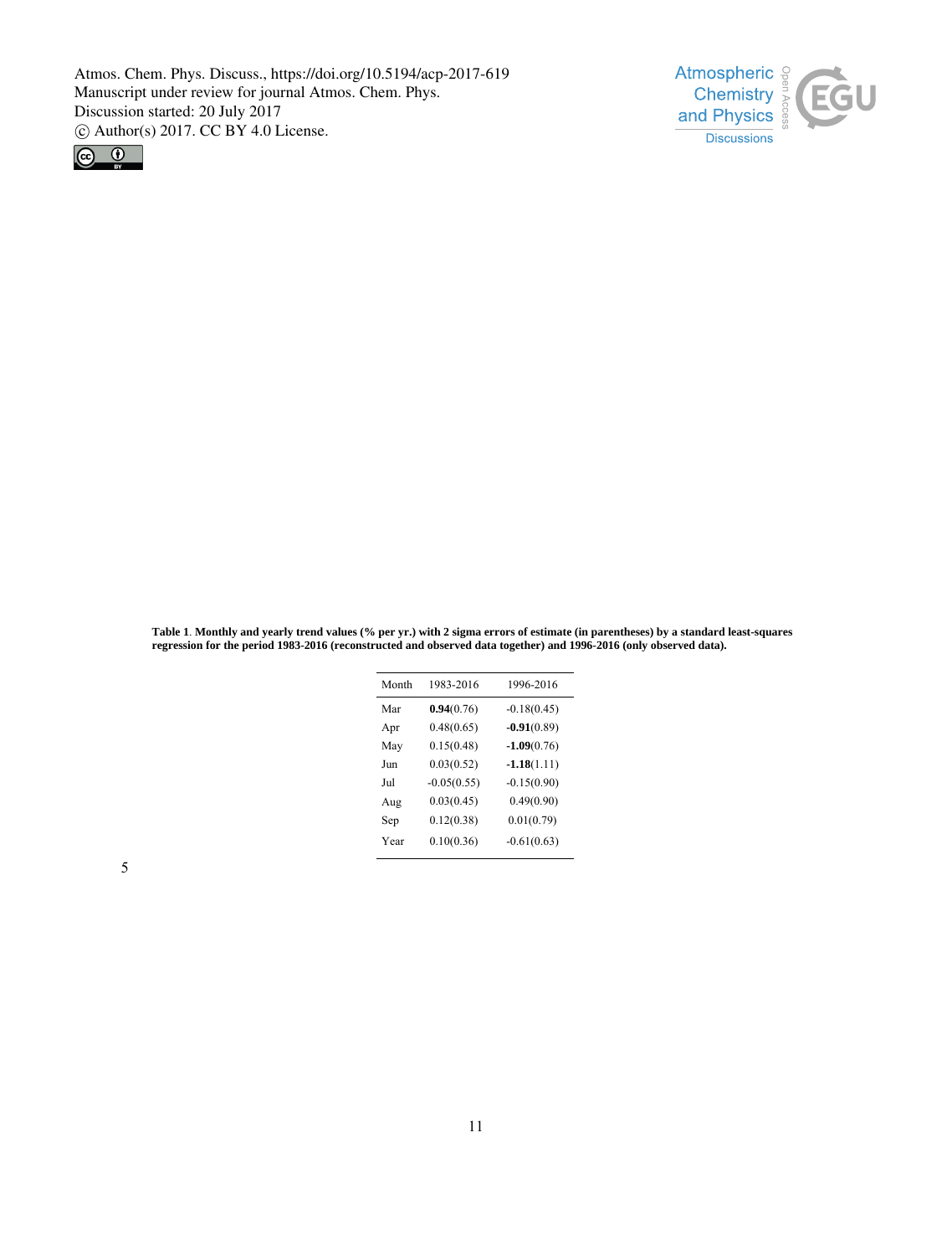**Table 1**. **Monthly and yearly trend values (% per yr.) with 2 sigma errors of estimate (in parentheses) by a standard least-squares regression for the period 1983-2016 (reconstructed and observed data together) and 1996-2016 (only observed data).**

| Month | 1983-2016 | 1996-2016 |
|---|---|---|
| Mar | **0.94**(0.76) | -0.18(0.45) |
| Apr | 0.48(0.65) | **-0.91**(0.89) |
| May | 0.15(0.48) | **-1.09**(0.76) |
| Jun | 0.03(0.52) | **-1.18**(1.11) |
| Jul | -0.05(0.55) | -0.15(0.90) |
| Aug | 0.03(0.45) | 0.49(0.90) |
| Sep | 0.12(0.38) | 0.01(0.79) |
| Year | 0.10(0.36) | -0.61(0.63) |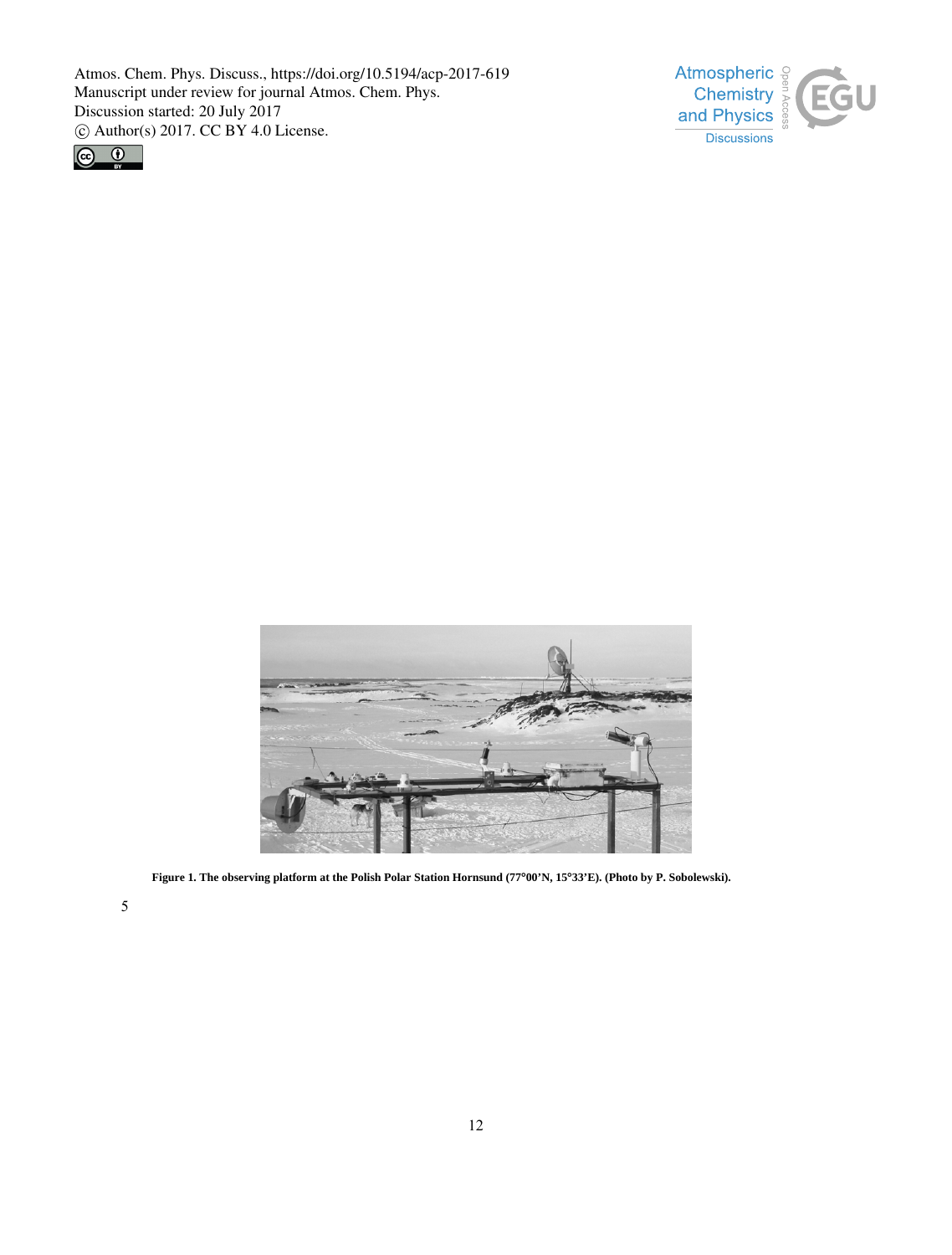**Figure 1. The observing platform at the Polish Polar Station Hornsund (77°00'N, 15°33'E). (Photo by P. Sobolewski).**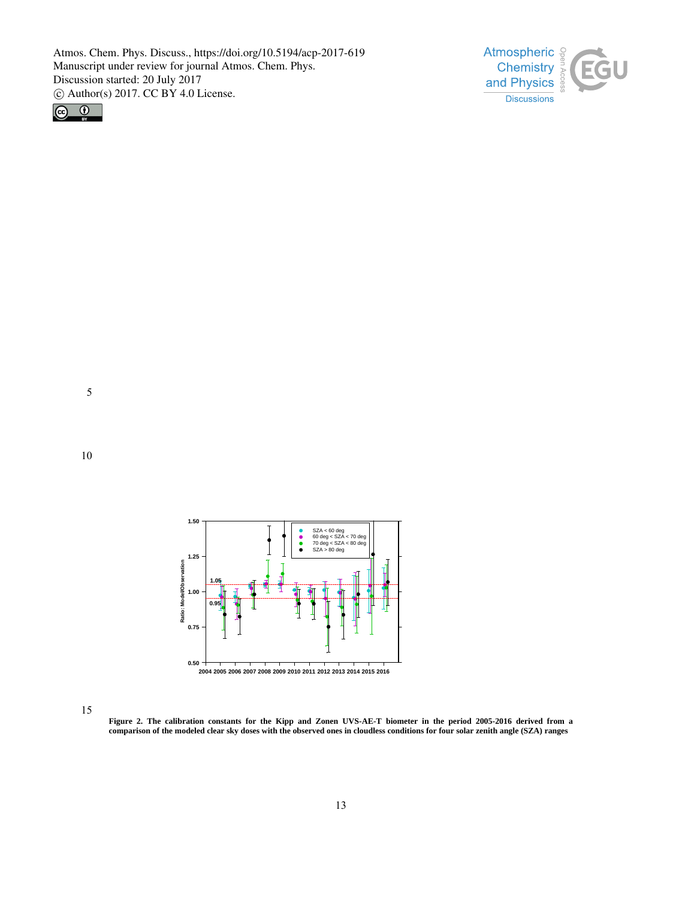**Figure 2. The calibration constants for the Kipp and Zonen UVS-AE-T biometer in the period 2005-2016 derived from a comparison of the modeled clear sky doses with the observed ones in cloudless conditions for four solar zenith angle (SZA) ranges**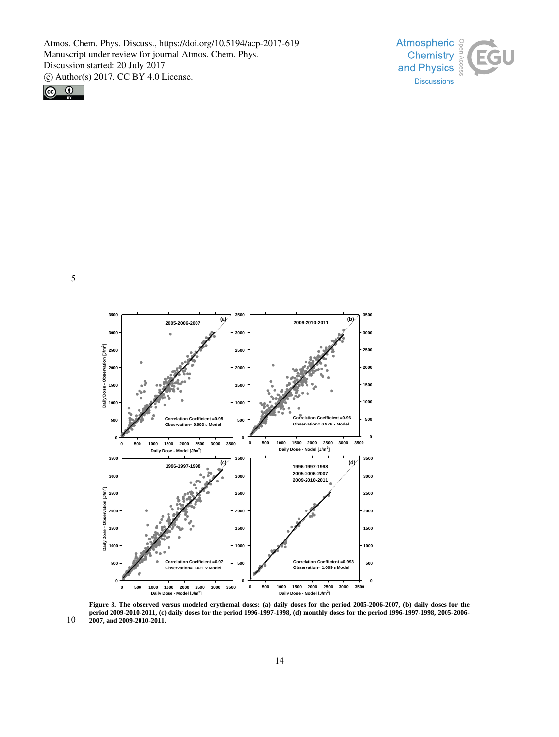Figure 3. The observed versus modeled erythemal doses: (a) daily doses for the period 2005-2006-2007, (b) daily doses for the period 2009-2010-2011, (c) daily doses for the period 1996-1997-1998, (d) monthly doses for the period 1996-1997-1998, 2005-2006-2007, and 2009-2010-2011.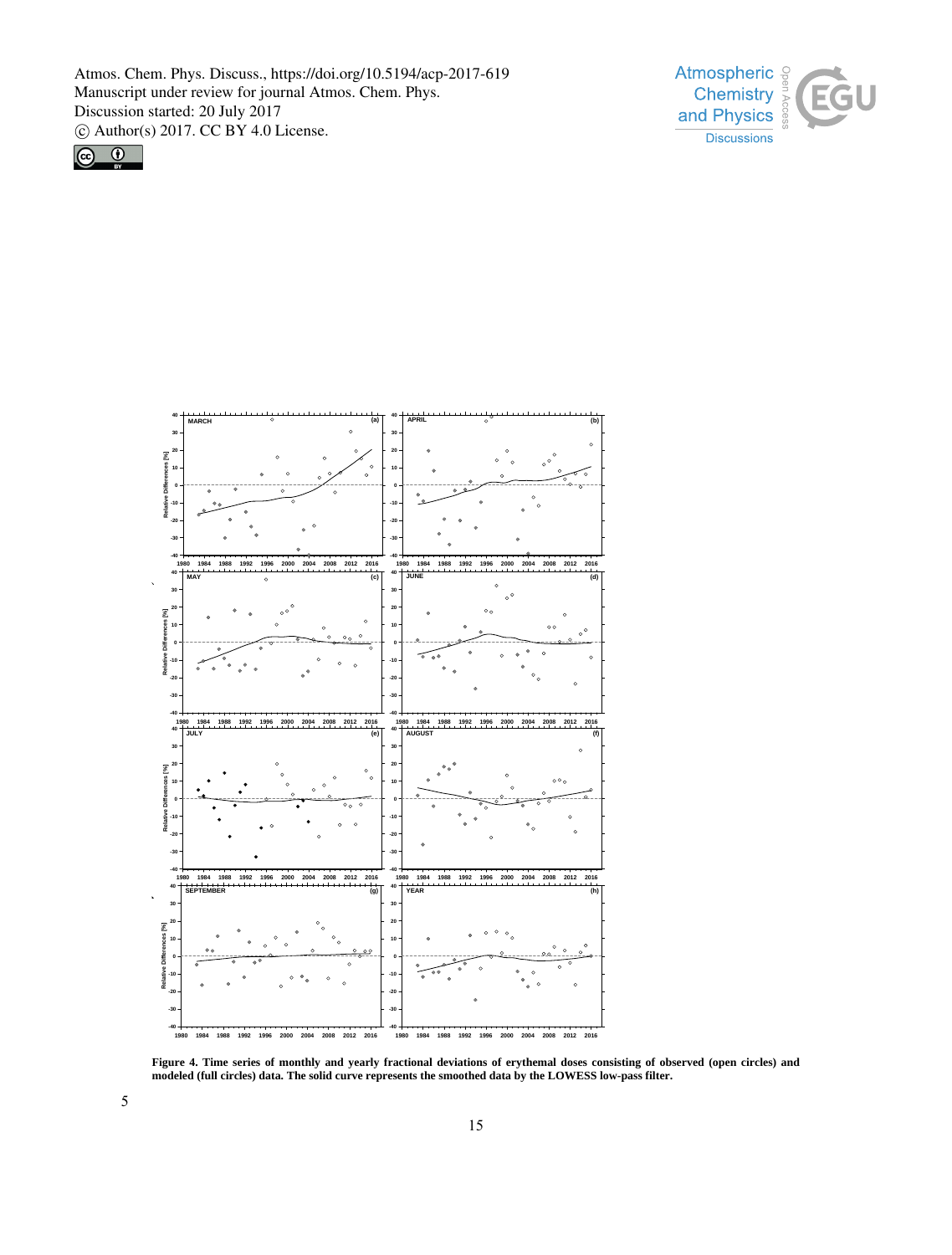Figure 4. Time series of monthly and yearly fractional deviations of erythemal doses consisting of observed (open circles) and modeled (full circles) data. The solid curve represents the smoothed data by the LOWESS low-pass filter.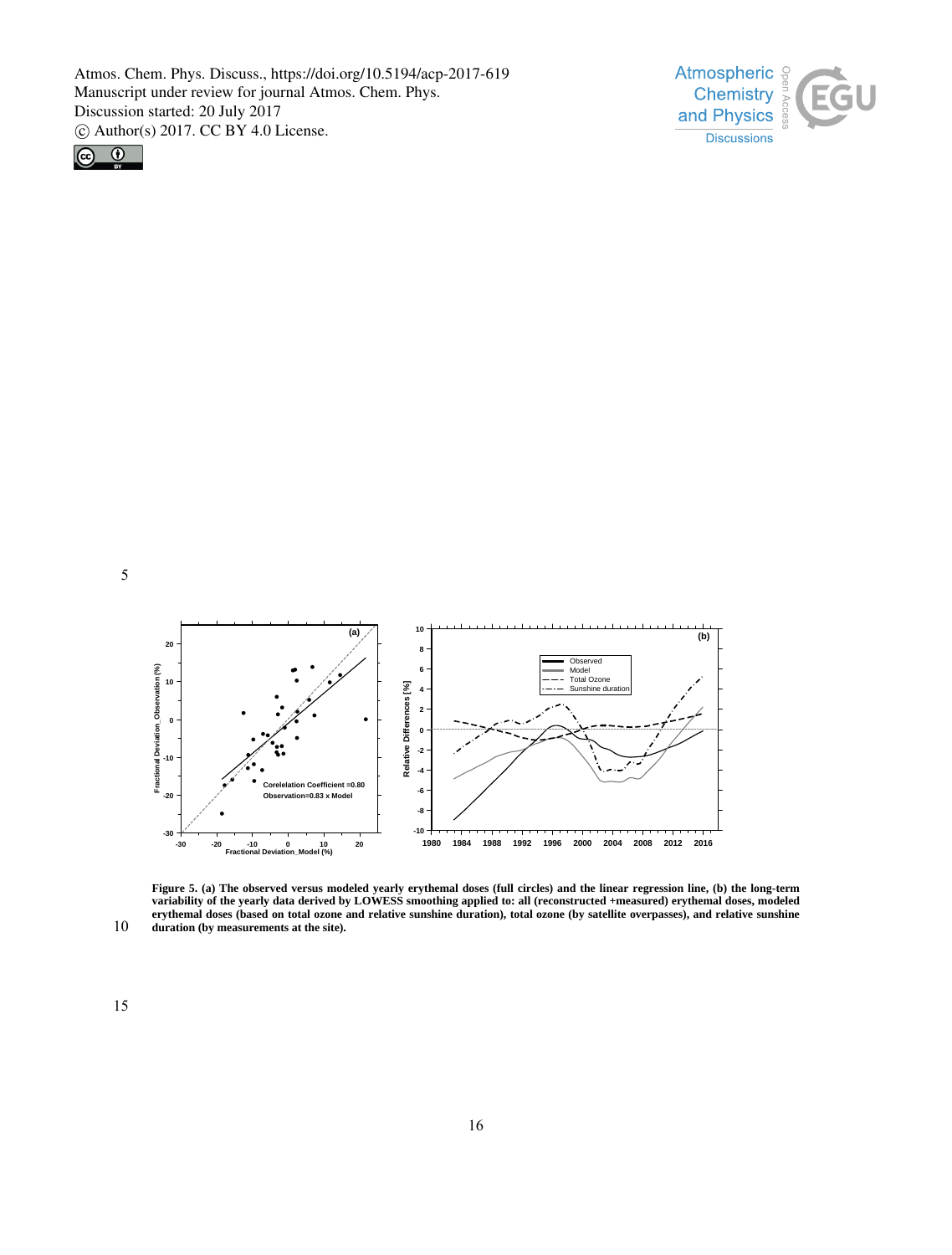**Figure 5. (a) The observed versus modeled yearly erythemal doses (full circles) and the linear regression line, (b) the long-term variability of the yearly data derived by LOWESS smoothing applied to: all (reconstructed +measured) erythemal doses, modeled erythemal doses (based on total ozone and relative sunshine duration), total ozone (by satellite overpasses), and relative sunshine duration (by measurements at the site).**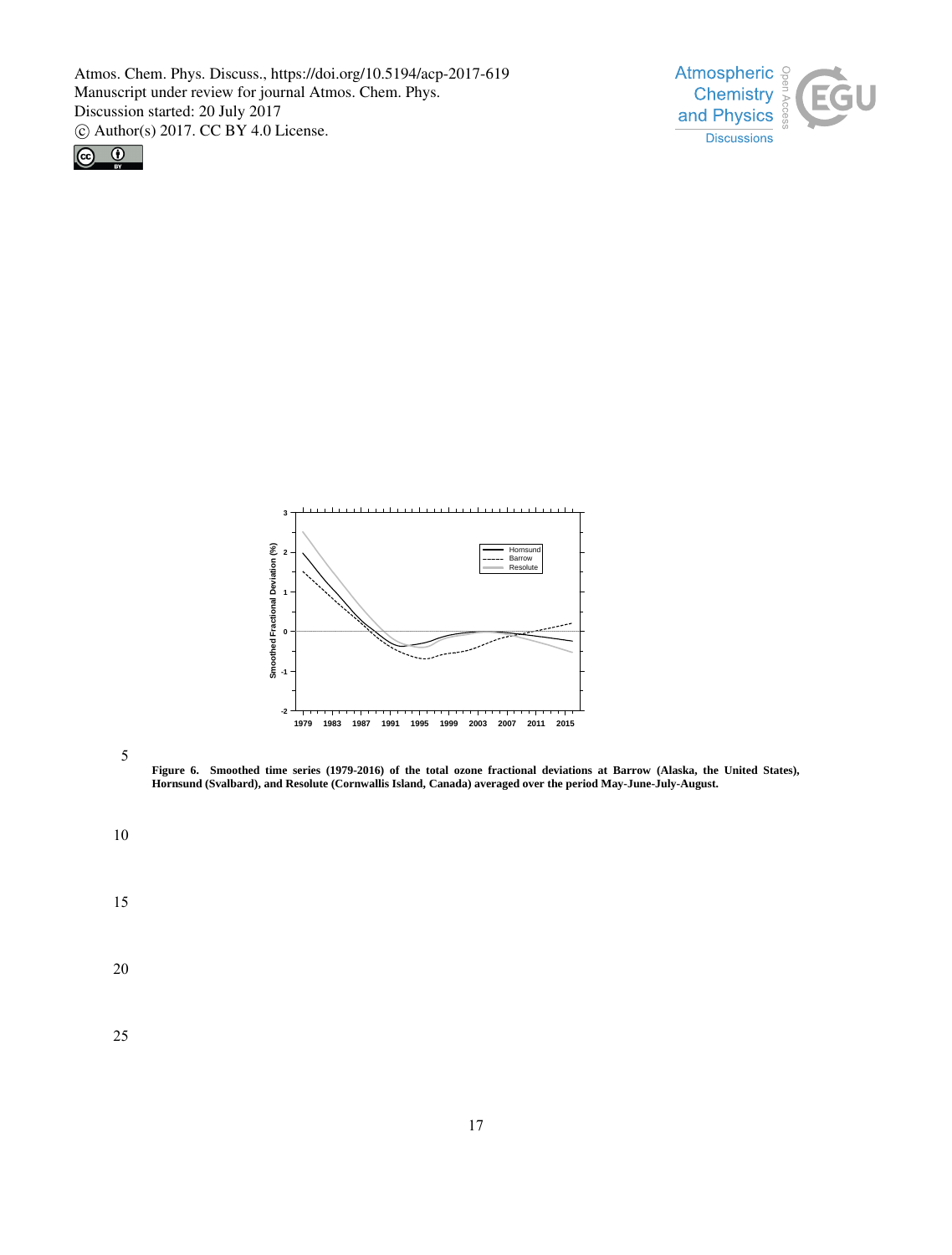3

2

1

0

-1

-2

Smoothed Fractional Deviation (%)

1979 1983 1987 1991 1995 1999 2003 2007 2011 2015

Hornsund
Barrow
Resolute

**Figure 6. Smoothed time series (1979-2016) of the total ozone fractional deviations at Barrow (Alaska, the United States), Hornsund (Svalbard), and Resolute (Cornwallis Island, Canada) averaged over the period May-June-July-August.**